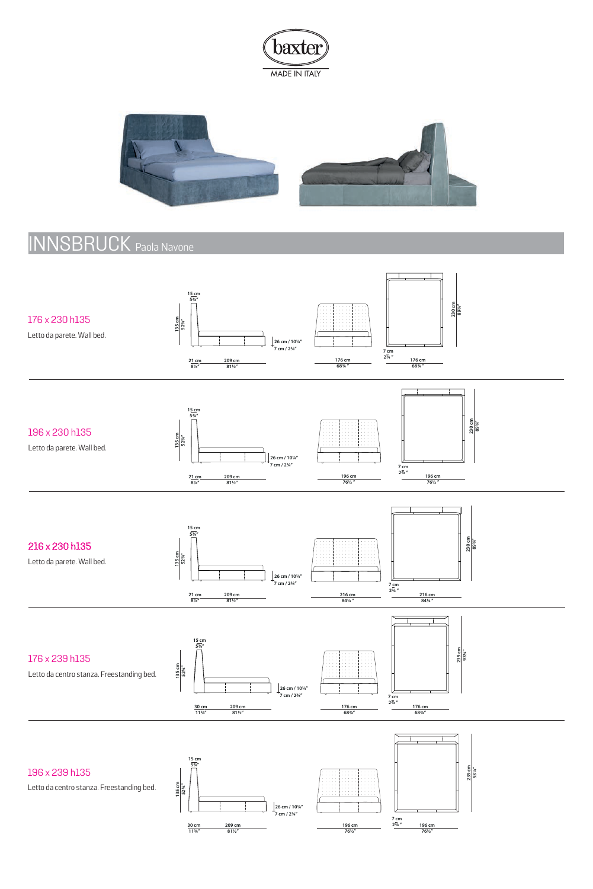baxter

MADE IN ITALY

# INNSBRUCK Paola Navone

## 176 x 230 h135

Letto da parete. Wall bed.

15 cm / 5¾"
135 cm / 52¾"
26 cm / 10¼"
7 cm / 2¾"
21 cm / 8¼"
209 cm / 81½"
176 cm / 68¾"
230 cm / 89¾"
7 cm / 2¾"
176 cm / 68¾"

## 196 x 230 h135

Letto da parete. Wall bed.

15 cm / 5¾"
135 cm / 52¾"
26 cm / 10¼"
7 cm / 2¾"
21 cm / 8¼"
209 cm / 81½"
196 cm / 76½"
230 cm / 89¾"
7 cm / 2¾"
196 cm / 76½"

## 216 x 230 h135

Letto da parete. Wall bed.

15 cm / 5¾"
135 cm / 52¾"
26 cm / 10¼"
7 cm / 2¾"
21 cm / 8¼"
209 cm / 81½"
216 cm / 84¼"
230 cm / 89¾"
7 cm / 2¾"
216 cm / 84¼"

## 176 x 239 h135

Letto da centro stanza. Freestanding bed.

15 cm / 5¾"
135 cm / 52¾"
26 cm / 10¼"
7 cm / 2¾"
30 cm / 11¾"
209 cm / 81½"
176 cm / 68¾"
239 cm / 93¼"
7 cm / 2¾"
176 cm / 68¾"

## 196 x 239 h135

Letto da centro stanza. Freestanding bed.

15 cm / 5¾"
135 cm / 52¾"
26 cm / 10¼"
7 cm / 2¾"
30 cm / 11¾"
209 cm / 81½"
196 cm / 76½"
239 cm / 93¼"
7 cm / 2¾"
196 cm / 76½"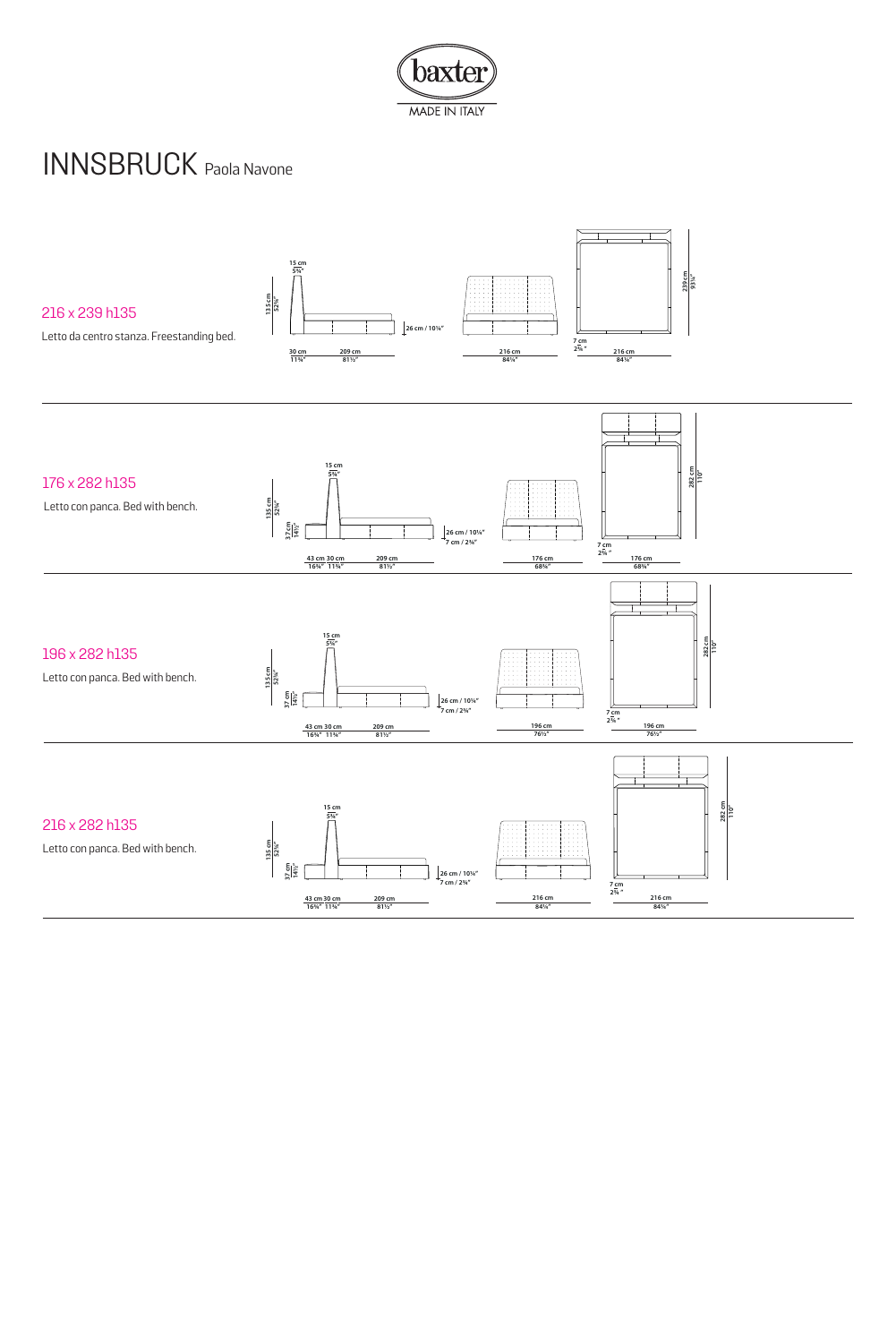# INNSBRUCK Paola Navone

## 216 x 239 h135

Letto da centro stanza. Freestanding bed.

15 cm
5⅞"
135 cm
52⅞"
26 cm / 10¼"
30 cm 11¾"
209 cm 81½"
216 cm 84¼"
239 cm 93¼"
7 cm 2¾"
216 cm 84¼"

## 176 x 282 h135

Letto con panca. Bed with bench.

15 cm
5⅞"
135 cm
52⅞"
37 cm
14½"
26 cm / 10¼"
7 cm / 2¾"
43 cm 30 cm
16¾" 11¾"
209 cm 81½"
176 cm 68¾"
282 cm 110"
7 cm 2¾"
176 cm 68¾"

## 196 x 282 h135

Letto con panca. Bed with bench.

15 cm
5⅞"
135 cm
52⅞"
37 cm
14½"
26 cm / 10¼"
7 cm / 2¾"
43 cm 30 cm
16¾" 11¾"
209 cm 81½"
196 cm 76½"
282 cm 110"
7 cm 2¾"
196 cm 76½"

## 216 x 282 h135

Letto con panca. Bed with bench.

15 cm
5⅞"
135 cm
52⅞"
37 cm
14½"
26 cm / 10¼"
7 cm / 2¾"
43 cm 30 cm
16¾" 11¾"
209 cm 81½"
216 cm 84¼"
282 cm 110"
7 cm 2¾"
216 cm 84¼"